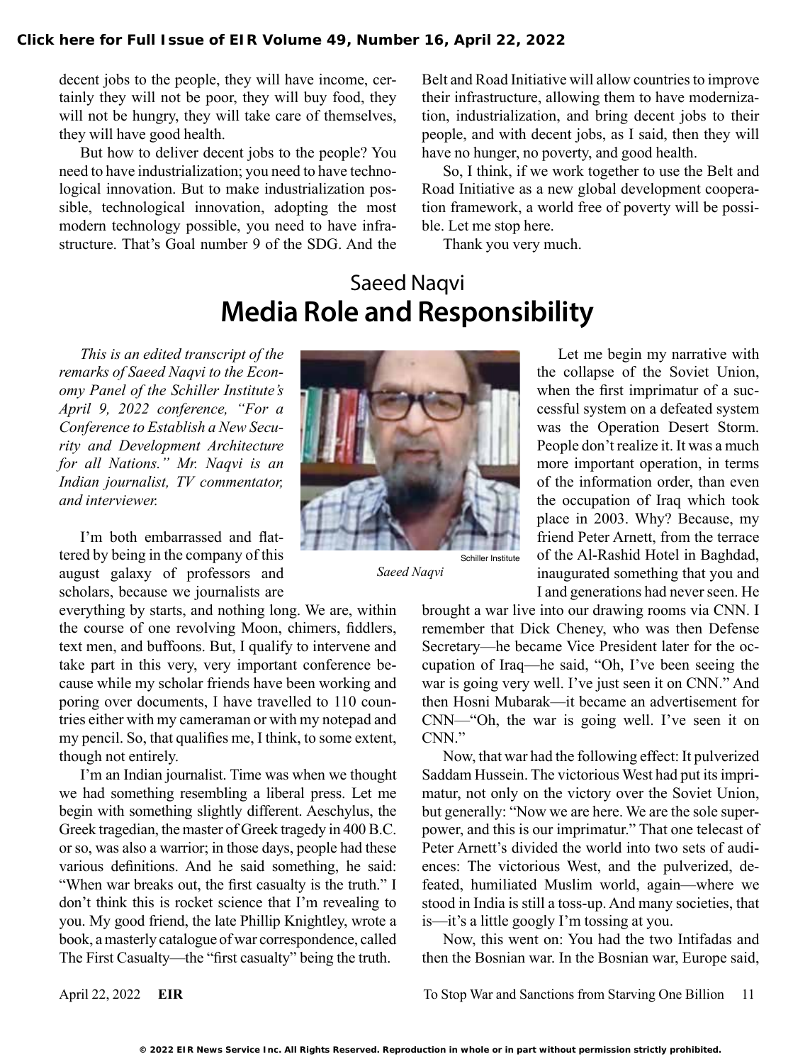decent jobs to the people, they will have income, certainly they will not be poor, they will buy food, they will not be hungry, they will take care of themselves, they will have good health.

But how to deliver decent jobs to the people? You need to have industrialization; you need to have technological innovation. But to make industrialization possible, technological innovation, adopting the most modern technology possible, you need to have infrastructure. That's Goal number 9 of the SDG. And the Belt and Road Initiative will allow countries to improve their infrastructure, allowing them to have modernization, industrialization, and bring decent jobs to their people, and with decent jobs, as I said, then they will have no hunger, no poverty, and good health.

So, I think, if we work together to use the Belt and Road Initiative as a new global development cooperation framework, a world free of poverty will be possible. Let me stop here.

Thank you very much.

## Saeed Naqvi

# Media Role and Responsibility

*This is an edited transcript of the remarks of Saeed Naqvi to the Economy Panel of the Schiller Institute's April 9, 2022 conference, "For a Conference to Establish a New Security and Development Architecture for all Nations." Mr. Naqvi is an Indian journalist, TV commentator, and interviewer.*

Schiller Institute

*Saeed Naqvi*

I'm both embarrassed and flattered by being in the company of this august galaxy of professors and scholars, because we journalists are everything by starts, and nothing long. We are, within the course of one revolving Moon, chimers, fiddlers, text men, and buffoons. But, I qualify to intervene and take part in this very, very important conference because while my scholar friends have been working and poring over documents, I have travelled to 110 countries either with my cameraman or with my notepad and my pencil. So, that qualifies me, I think, to some extent, though not entirely.

I'm an Indian journalist. Time was when we thought we had something resembling a liberal press. Let me begin with something slightly different. Aeschylus, the Greek tragedian, the master of Greek tragedy in 400 B.C. or so, was also a warrior; in those days, people had these various definitions. And he said something, he said: "When war breaks out, the first casualty is the truth." I don't think this is rocket science that I'm revealing to you. My good friend, the late Phillip Knightley, wrote a book, a masterly catalogue of war correspondence, called The First Casualty—the "first casualty" being the truth.

Let me begin my narrative with the collapse of the Soviet Union, when the first imprimatur of a successful system on a defeated system was the Operation Desert Storm. People don't realize it. It was a much more important operation, in terms of the information order, than even the occupation of Iraq which took place in 2003. Why? Because, my friend Peter Arnett, from the terrace of the Al-Rashid Hotel in Baghdad, inaugurated something that you and I and generations had never seen. He brought a war live into our drawing rooms via CNN. I remember that Dick Cheney, who was then Defense Secretary—he became Vice President later for the occupation of Iraq—he said, "Oh, I've been seeing the war is going very well. I've just seen it on CNN." And then Hosni Mubarak—it became an advertisement for CNN—"Oh, the war is going well. I've seen it on CNN."

Now, that war had the following effect: It pulverized Saddam Hussein. The victorious West had put its imprimatur, not only on the victory over the Soviet Union, but generally: "Now we are here. We are the sole superpower, and this is our imprimatur." That one telecast of Peter Arnett's divided the world into two sets of audiences: The victorious West, and the pulverized, defeated, humiliated Muslim world, again—where we stood in India is still a toss-up. And many societies, that is—it's a little googly I'm tossing at you.

Now, this went on: You had the two Intifadas and then the Bosnian war. In the Bosnian war, Europe said,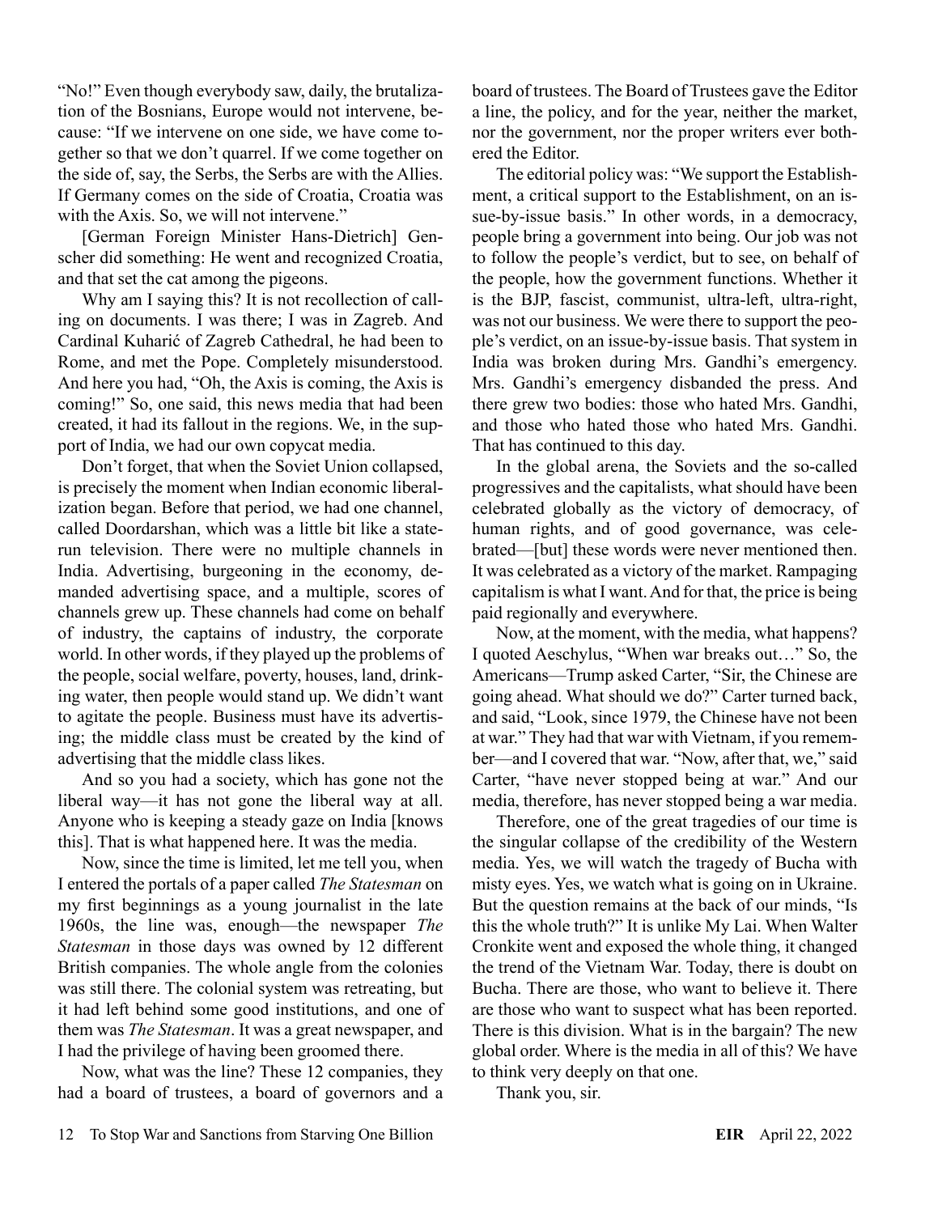"No!" Even though everybody saw, daily, the brutalization of the Bosnians, Europe would not intervene, because: "If we intervene on one side, we have come together so that we don't quarrel. If we come together on the side of, say, the Serbs, the Serbs are with the Allies. If Germany comes on the side of Croatia, Croatia was with the Axis. So, we will not intervene."

[German Foreign Minister Hans-Dietrich] Genscher did something: He went and recognized Croatia, and that set the cat among the pigeons.

Why am I saying this? It is not recollection of calling on documents. I was there; I was in Zagreb. And Cardinal Kuharić of Zagreb Cathedral, he had been to Rome, and met the Pope. Completely misunderstood. And here you had, "Oh, the Axis is coming, the Axis is coming!" So, one said, this news media that had been created, it had its fallout in the regions. We, in the support of India, we had our own copycat media.

Don't forget, that when the Soviet Union collapsed, is precisely the moment when Indian economic liberalization began. Before that period, we had one channel, called Doordarshan, which was a little bit like a state-run television. There were no multiple channels in India. Advertising, burgeoning in the economy, demanded advertising space, and a multiple, scores of channels grew up. These channels had come on behalf of industry, the captains of industry, the corporate world. In other words, if they played up the problems of the people, social welfare, poverty, houses, land, drinking water, then people would stand up. We didn't want to agitate the people. Business must have its advertising; the middle class must be created by the kind of advertising that the middle class likes.

And so you had a society, which has gone not the liberal way—it has not gone the liberal way at all. Anyone who is keeping a steady gaze on India [knows this]. That is what happened here. It was the media.

Now, since the time is limited, let me tell you, when I entered the portals of a paper called *The Statesman* on my first beginnings as a young journalist in the late 1960s, the line was, enough—the newspaper *The Statesman* in those days was owned by 12 different British companies. The whole angle from the colonies was still there. The colonial system was retreating, but it had left behind some good institutions, and one of them was *The Statesman*. It was a great newspaper, and I had the privilege of having been groomed there.

Now, what was the line? These 12 companies, they had a board of trustees, a board of governors and a board of trustees. The Board of Trustees gave the Editor a line, the policy, and for the year, neither the market, nor the government, nor the proper writers ever bothered the Editor.

The editorial policy was: "We support the Establishment, a critical support to the Establishment, on an issue-by-issue basis." In other words, in a democracy, people bring a government into being. Our job was not to follow the people's verdict, but to see, on behalf of the people, how the government functions. Whether it is the BJP, fascist, communist, ultra-left, ultra-right, was not our business. We were there to support the people's verdict, on an issue-by-issue basis. That system in India was broken during Mrs. Gandhi's emergency. Mrs. Gandhi's emergency disbanded the press. And there grew two bodies: those who hated Mrs. Gandhi, and those who hated those who hated Mrs. Gandhi. That has continued to this day.

In the global arena, the Soviets and the so-called progressives and the capitalists, what should have been celebrated globally as the victory of democracy, of human rights, and of good governance, was celebrated—[but] these words were never mentioned then. It was celebrated as a victory of the market. Rampaging capitalism is what I want. And for that, the price is being paid regionally and everywhere.

Now, at the moment, with the media, what happens? I quoted Aeschylus, "When war breaks out…" So, the Americans—Trump asked Carter, "Sir, the Chinese are going ahead. What should we do?" Carter turned back, and said, "Look, since 1979, the Chinese have not been at war." They had that war with Vietnam, if you remember—and I covered that war. "Now, after that, we," said Carter, "have never stopped being at war." And our media, therefore, has never stopped being a war media.

Therefore, one of the great tragedies of our time is the singular collapse of the credibility of the Western media. Yes, we will watch the tragedy of Bucha with misty eyes. Yes, we watch what is going on in Ukraine. But the question remains at the back of our minds, "Is this the whole truth?" It is unlike My Lai. When Walter Cronkite went and exposed the whole thing, it changed the trend of the Vietnam War. Today, there is doubt on Bucha. There are those, who want to believe it. There are those who want to suspect what has been reported. There is this division. What is in the bargain? The new global order. Where is the media in all of this? We have to think very deeply on that one.

Thank you, sir.